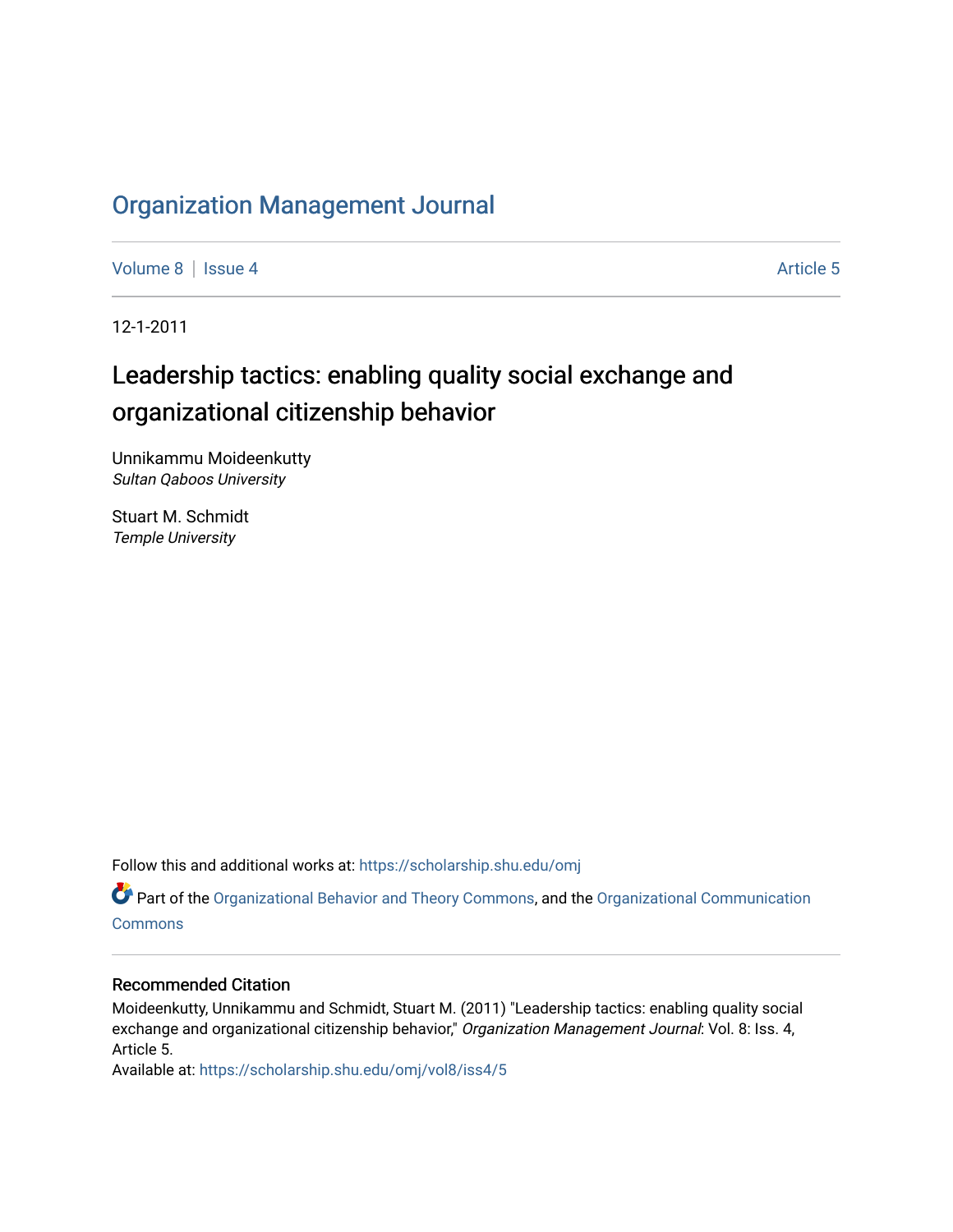# Organization Management Journal

Volume 8 | Issue 4 Article 5

12-1-2011

## Leadership tactics: enabling quality social exchange and organizational citizenship behavior

Unnikammu Moideenkutty
*Sultan Qaboos University*

Stuart M. Schmidt
*Temple University*

Follow this and additional works at: https://scholarship.shu.edu/omj

Part of the Organizational Behavior and Theory Commons, and the Organizational Communication Commons

### Recommended Citation

Moideenkutty, Unnikammu and Schmidt, Stuart M. (2011) "Leadership tactics: enabling quality social exchange and organizational citizenship behavior," *Organization Management Journal*: Vol. 8: Iss. 4, Article 5.
Available at: https://scholarship.shu.edu/omj/vol8/iss4/5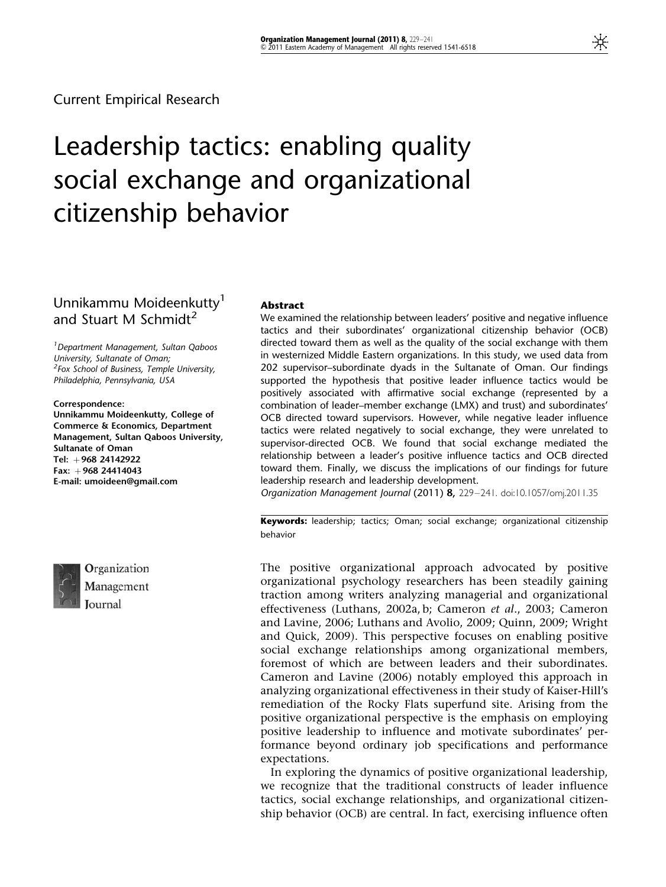Current Empirical Research

# Leadership tactics: enabling quality social exchange and organizational citizenship behavior

Unnikammu Moideenkutty[1] and Stuart M Schmidt[2]

[1]Department Management, Sultan Qaboos University, Sultanate of Oman;
[2]Fox School of Business, Temple University, Philadelphia, Pennsylvania, USA

**Correspondence:**
Unnikammu Moideenkutty, College of Commerce & Economics, Department Management, Sultan Qaboos University, Sultanate of Oman
Tel: +968 24142922
Fax: +968 24414043
E-mail: umoideen@gmail.com

## Abstract

We examined the relationship between leaders' positive and negative influence tactics and their subordinates' organizational citizenship behavior (OCB) directed toward them as well as the quality of the social exchange with them in westernized Middle Eastern organizations. In this study, we used data from 202 supervisor–subordinate dyads in the Sultanate of Oman. Our findings supported the hypothesis that positive leader influence tactics would be positively associated with affirmative social exchange (represented by a combination of leader–member exchange (LMX) and trust) and subordinates' OCB directed toward supervisors. However, while negative leader influence tactics were related negatively to social exchange, they were unrelated to supervisor-directed OCB. We found that social exchange mediated the relationship between a leader's positive influence tactics and OCB directed toward them. Finally, we discuss the implications of our findings for future leadership research and leadership development.

*Organization Management Journal* (2011) **8,** 229–241. doi:10.1057/omj.2011.35

**Keywords:** leadership; tactics; Oman; social exchange; organizational citizenship behavior

The positive organizational approach advocated by positive organizational psychology researchers has been steadily gaining traction among writers analyzing managerial and organizational effectiveness (Luthans, 2002a, b; Cameron *et al*., 2003; Cameron and Lavine, 2006; Luthans and Avolio, 2009; Quinn, 2009; Wright and Quick, 2009). This perspective focuses on enabling positive social exchange relationships among organizational members, foremost of which are between leaders and their subordinates. Cameron and Lavine (2006) notably employed this approach in analyzing organizational effectiveness in their study of Kaiser-Hill's remediation of the Rocky Flats superfund site. Arising from the positive organizational perspective is the emphasis on employing positive leadership to influence and motivate subordinates' performance beyond ordinary job specifications and performance expectations.

In exploring the dynamics of positive organizational leadership, we recognize that the traditional constructs of leader influence tactics, social exchange relationships, and organizational citizenship behavior (OCB) are central. In fact, exercising influence often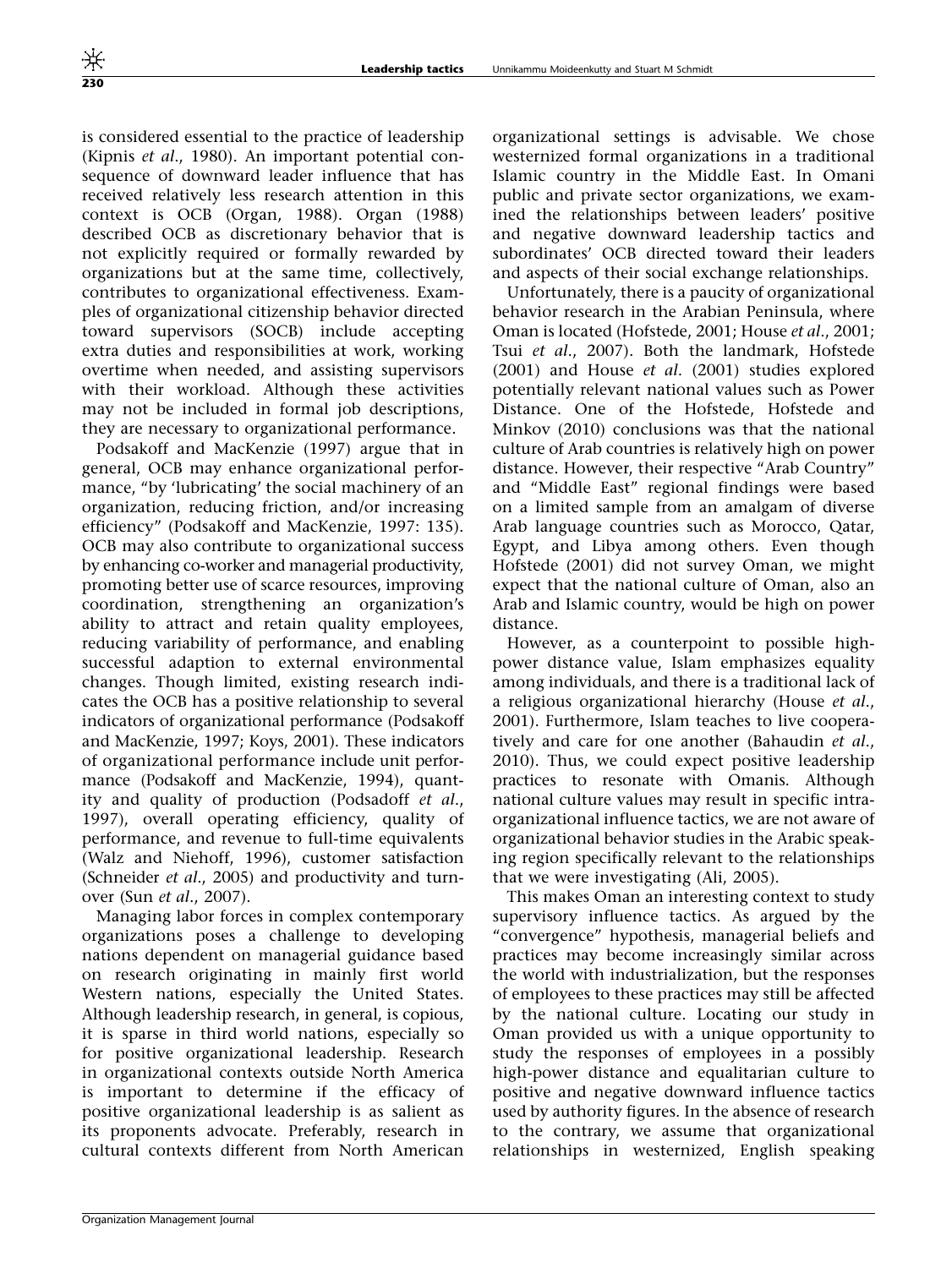is considered essential to the practice of leadership (Kipnis *et al*., 1980). An important potential consequence of downward leader influence that has received relatively less research attention in this context is OCB (Organ, 1988). Organ (1988) described OCB as discretionary behavior that is not explicitly required or formally rewarded by organizations but at the same time, collectively, contributes to organizational effectiveness. Examples of organizational citizenship behavior directed toward supervisors (SOCB) include accepting extra duties and responsibilities at work, working overtime when needed, and assisting supervisors with their workload. Although these activities may not be included in formal job descriptions, they are necessary to organizational performance.

Podsakoff and MacKenzie (1997) argue that in general, OCB may enhance organizational performance, "by 'lubricating' the social machinery of an organization, reducing friction, and/or increasing efficiency" (Podsakoff and MacKenzie, 1997: 135). OCB may also contribute to organizational success by enhancing co-worker and managerial productivity, promoting better use of scarce resources, improving coordination, strengthening an organization's ability to attract and retain quality employees, reducing variability of performance, and enabling successful adaption to external environmental changes. Though limited, existing research indicates the OCB has a positive relationship to several indicators of organizational performance (Podsakoff and MacKenzie, 1997; Koys, 2001). These indicators of organizational performance include unit performance (Podsakoff and MacKenzie, 1994), quantity and quality of production (Podsadoff *et al*., 1997), overall operating efficiency, quality of performance, and revenue to full-time equivalents (Walz and Niehoff, 1996), customer satisfaction (Schneider *et al*., 2005) and productivity and turnover (Sun *et al*., 2007).

Managing labor forces in complex contemporary organizations poses a challenge to developing nations dependent on managerial guidance based on research originating in mainly first world Western nations, especially the United States. Although leadership research, in general, is copious, it is sparse in third world nations, especially so for positive organizational leadership. Research in organizational contexts outside North America is important to determine if the efficacy of positive organizational leadership is as salient as its proponents advocate. Preferably, research in cultural contexts different from North American organizational settings is advisable. We chose westernized formal organizations in a traditional Islamic country in the Middle East. In Omani public and private sector organizations, we examined the relationships between leaders' positive and negative downward leadership tactics and subordinates' OCB directed toward their leaders and aspects of their social exchange relationships.

Unfortunately, there is a paucity of organizational behavior research in the Arabian Peninsula, where Oman is located (Hofstede, 2001; House *et al*., 2001; Tsui *et al*., 2007). Both the landmark, Hofstede (2001) and House *et al*. (2001) studies explored potentially relevant national values such as Power Distance. One of the Hofstede, Hofstede and Minkov (2010) conclusions was that the national culture of Arab countries is relatively high on power distance. However, their respective "Arab Country" and "Middle East" regional findings were based on a limited sample from an amalgam of diverse Arab language countries such as Morocco, Qatar, Egypt, and Libya among others. Even though Hofstede (2001) did not survey Oman, we might expect that the national culture of Oman, also an Arab and Islamic country, would be high on power distance.

However, as a counterpoint to possible high-power distance value, Islam emphasizes equality among individuals, and there is a traditional lack of a religious organizational hierarchy (House *et al*., 2001). Furthermore, Islam teaches to live cooperatively and care for one another (Bahaudin *et al*., 2010). Thus, we could expect positive leadership practices to resonate with Omanis. Although national culture values may result in specific intra-organizational influence tactics, we are not aware of organizational behavior studies in the Arabic speaking region specifically relevant to the relationships that we were investigating (Ali, 2005).

This makes Oman an interesting context to study supervisory influence tactics. As argued by the "convergence" hypothesis, managerial beliefs and practices may become increasingly similar across the world with industrialization, but the responses of employees to these practices may still be affected by the national culture. Locating our study in Oman provided us with a unique opportunity to study the responses of employees in a possibly high-power distance and equalitarian culture to positive and negative downward influence tactics used by authority figures. In the absence of research to the contrary, we assume that organizational relationships in westernized, English speaking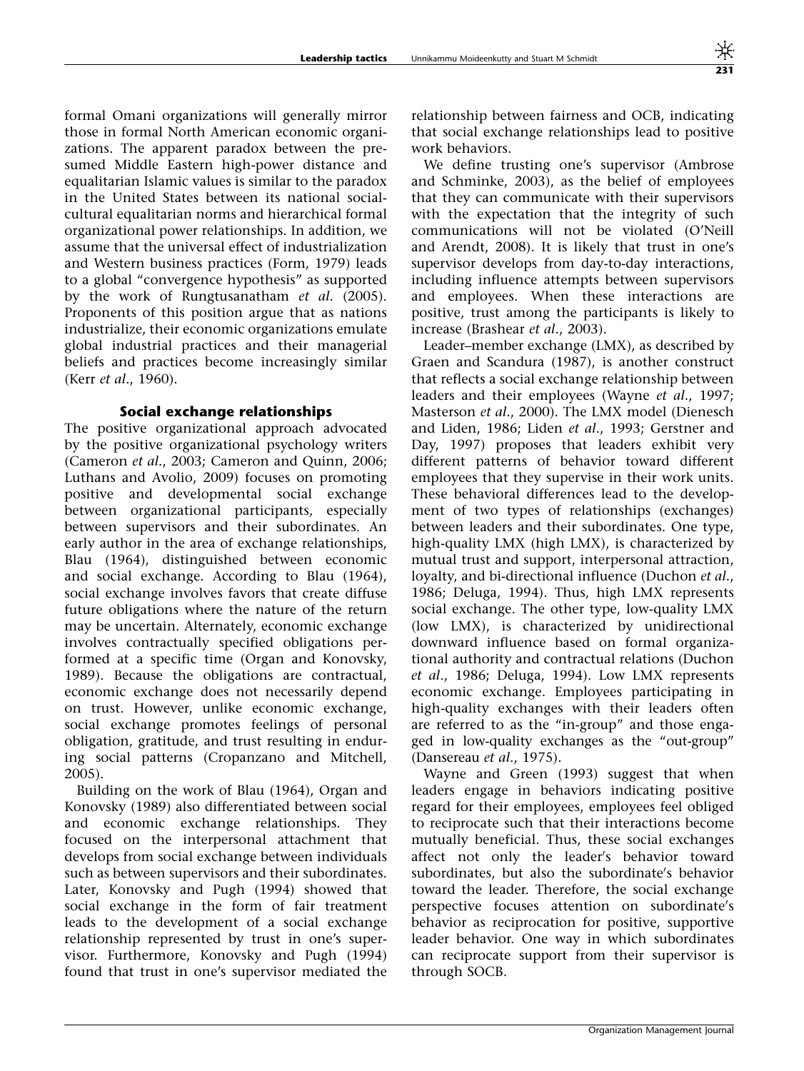formal Omani organizations will generally mirror those in formal North American economic organizations. The apparent paradox between the presumed Middle Eastern high-power distance and equalitarian Islamic values is similar to the paradox in the United States between its national social-cultural equalitarian norms and hierarchical formal organizational power relationships. In addition, we assume that the universal effect of industrialization and Western business practices (Form, 1979) leads to a global "convergence hypothesis" as supported by the work of Rungtusanatham *et al.* (2005). Proponents of this position argue that as nations industrialize, their economic organizations emulate global industrial practices and their managerial beliefs and practices become increasingly similar (Kerr *et al.*, 1960).

### Social exchange relationships

The positive organizational approach advocated by the positive organizational psychology writers (Cameron *et al.*, 2003; Cameron and Quinn, 2006; Luthans and Avolio, 2009) focuses on promoting positive and developmental social exchange between organizational participants, especially between supervisors and their subordinates. An early author in the area of exchange relationships, Blau (1964), distinguished between economic and social exchange. According to Blau (1964), social exchange involves favors that create diffuse future obligations where the nature of the return may be uncertain. Alternately, economic exchange involves contractually specified obligations performed at a specific time (Organ and Konovsky, 1989). Because the obligations are contractual, economic exchange does not necessarily depend on trust. However, unlike economic exchange, social exchange promotes feelings of personal obligation, gratitude, and trust resulting in enduring social patterns (Cropanzano and Mitchell, 2005).

Building on the work of Blau (1964), Organ and Konovsky (1989) also differentiated between social and economic exchange relationships. They focused on the interpersonal attachment that develops from social exchange between individuals such as between supervisors and their subordinates. Later, Konovsky and Pugh (1994) showed that social exchange in the form of fair treatment leads to the development of a social exchange relationship represented by trust in one's supervisor. Furthermore, Konovsky and Pugh (1994) found that trust in one's supervisor mediated the relationship between fairness and OCB, indicating that social exchange relationships lead to positive work behaviors.

We define trusting one's supervisor (Ambrose and Schminke, 2003), as the belief of employees that they can communicate with their supervisors with the expectation that the integrity of such communications will not be violated (O'Neill and Arendt, 2008). It is likely that trust in one's supervisor develops from day-to-day interactions, including influence attempts between supervisors and employees. When these interactions are positive, trust among the participants is likely to increase (Brashear *et al.*, 2003).

Leader–member exchange (LMX), as described by Graen and Scandura (1987), is another construct that reflects a social exchange relationship between leaders and their employees (Wayne *et al.*, 1997; Masterson *et al.*, 2000). The LMX model (Dienesch and Liden, 1986; Liden *et al.*, 1993; Gerstner and Day, 1997) proposes that leaders exhibit very different patterns of behavior toward different employees that they supervise in their work units. These behavioral differences lead to the development of two types of relationships (exchanges) between leaders and their subordinates. One type, high-quality LMX (high LMX), is characterized by mutual trust and support, interpersonal attraction, loyalty, and bi-directional influence (Duchon *et al.*, 1986; Deluga, 1994). Thus, high LMX represents social exchange. The other type, low-quality LMX (low LMX), is characterized by unidirectional downward influence based on formal organizational authority and contractual relations (Duchon *et al.*, 1986; Deluga, 1994). Low LMX represents economic exchange. Employees participating in high-quality exchanges with their leaders often are referred to as the "in-group" and those engaged in low-quality exchanges as the "out-group" (Dansereau *et al.*, 1975).

Wayne and Green (1993) suggest that when leaders engage in behaviors indicating positive regard for their employees, employees feel obliged to reciprocate such that their interactions become mutually beneficial. Thus, these social exchanges affect not only the leader's behavior toward subordinates, but also the subordinate's behavior toward the leader. Therefore, the social exchange perspective focuses attention on subordinate's behavior as reciprocation for positive, supportive leader behavior. One way in which subordinates can reciprocate support from their supervisor is through SOCB.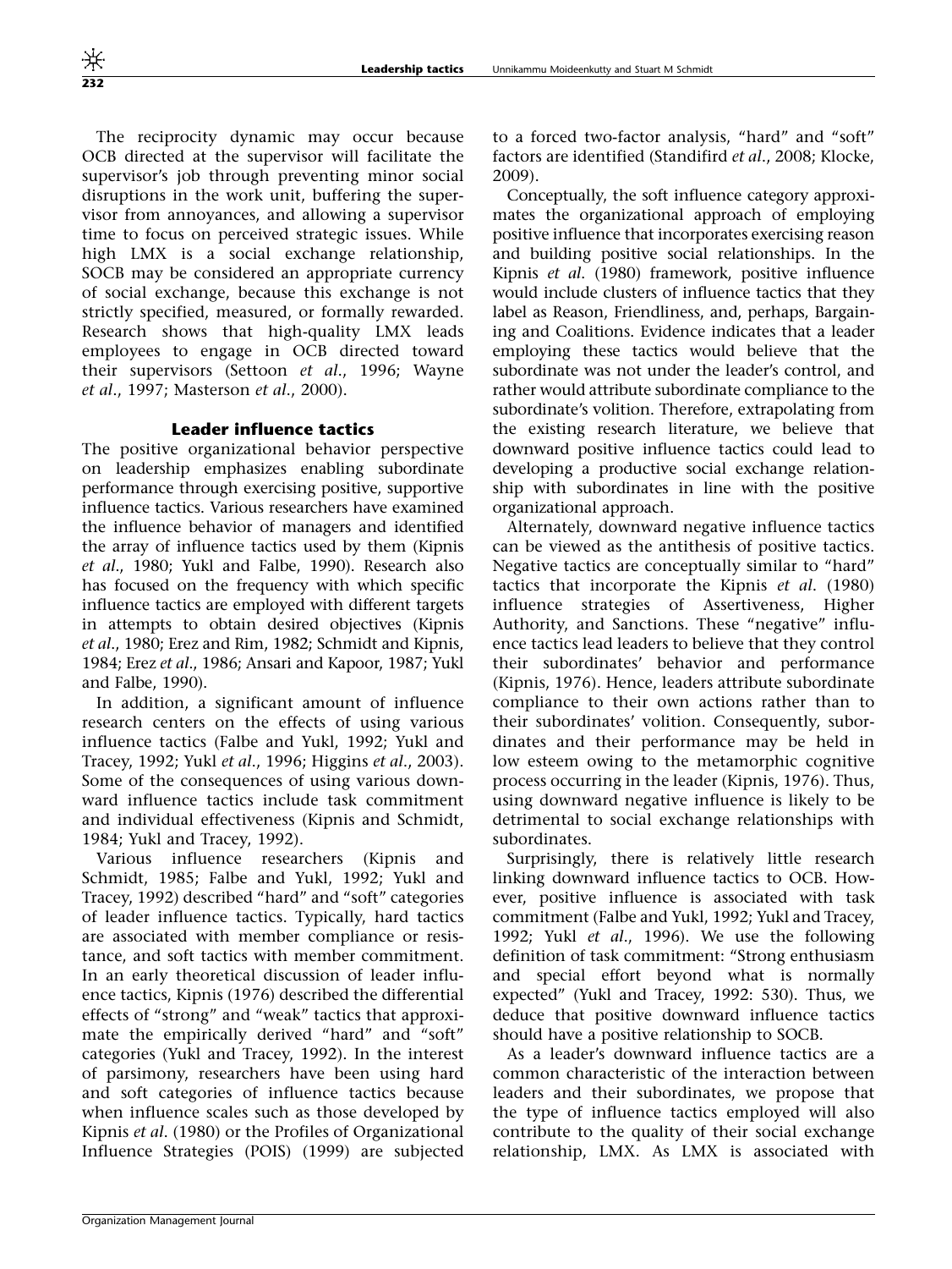The reciprocity dynamic may occur because OCB directed at the supervisor will facilitate the supervisor's job through preventing minor social disruptions in the work unit, buffering the supervisor from annoyances, and allowing a supervisor time to focus on perceived strategic issues. While high LMX is a social exchange relationship, SOCB may be considered an appropriate currency of social exchange, because this exchange is not strictly specified, measured, or formally rewarded. Research shows that high-quality LMX leads employees to engage in OCB directed toward their supervisors (Settoon *et al*., 1996; Wayne *et al*., 1997; Masterson *et al*., 2000).

### Leader influence tactics

The positive organizational behavior perspective on leadership emphasizes enabling subordinate performance through exercising positive, supportive influence tactics. Various researchers have examined the influence behavior of managers and identified the array of influence tactics used by them (Kipnis *et al*., 1980; Yukl and Falbe, 1990). Research also has focused on the frequency with which specific influence tactics are employed with different targets in attempts to obtain desired objectives (Kipnis *et al*., 1980; Erez and Rim, 1982; Schmidt and Kipnis, 1984; Erez *et al*., 1986; Ansari and Kapoor, 1987; Yukl and Falbe, 1990).

In addition, a significant amount of influence research centers on the effects of using various influence tactics (Falbe and Yukl, 1992; Yukl and Tracey, 1992; Yukl *et al*., 1996; Higgins *et al*., 2003). Some of the consequences of using various downward influence tactics include task commitment and individual effectiveness (Kipnis and Schmidt, 1984; Yukl and Tracey, 1992).

Various influence researchers (Kipnis and Schmidt, 1985; Falbe and Yukl, 1992; Yukl and Tracey, 1992) described "hard" and "soft" categories of leader influence tactics. Typically, hard tactics are associated with member compliance or resistance, and soft tactics with member commitment. In an early theoretical discussion of leader influence tactics, Kipnis (1976) described the differential effects of "strong" and "weak" tactics that approximate the empirically derived "hard" and "soft" categories (Yukl and Tracey, 1992). In the interest of parsimony, researchers have been using hard and soft categories of influence tactics because when influence scales such as those developed by Kipnis *et al*. (1980) or the Profiles of Organizational Influence Strategies (POIS) (1999) are subjected to a forced two-factor analysis, "hard" and "soft" factors are identified (Standifird *et al*., 2008; Klocke, 2009).

Conceptually, the soft influence category approximates the organizational approach of employing positive influence that incorporates exercising reason and building positive social relationships. In the Kipnis *et al*. (1980) framework, positive influence would include clusters of influence tactics that they label as Reason, Friendliness, and, perhaps, Bargaining and Coalitions. Evidence indicates that a leader employing these tactics would believe that the subordinate was not under the leader's control, and rather would attribute subordinate compliance to the subordinate's volition. Therefore, extrapolating from the existing research literature, we believe that downward positive influence tactics could lead to developing a productive social exchange relationship with subordinates in line with the positive organizational approach.

Alternately, downward negative influence tactics can be viewed as the antithesis of positive tactics. Negative tactics are conceptually similar to "hard" tactics that incorporate the Kipnis *et al*. (1980) influence strategies of Assertiveness, Higher Authority, and Sanctions. These "negative" influence tactics lead leaders to believe that they control their subordinates' behavior and performance (Kipnis, 1976). Hence, leaders attribute subordinate compliance to their own actions rather than to their subordinates' volition. Consequently, subordinates and their performance may be held in low esteem owing to the metamorphic cognitive process occurring in the leader (Kipnis, 1976). Thus, using downward negative influence is likely to be detrimental to social exchange relationships with subordinates.

Surprisingly, there is relatively little research linking downward influence tactics to OCB. However, positive influence is associated with task commitment (Falbe and Yukl, 1992; Yukl and Tracey, 1992; Yukl *et al*., 1996). We use the following definition of task commitment: "Strong enthusiasm and special effort beyond what is normally expected" (Yukl and Tracey, 1992: 530). Thus, we deduce that positive downward influence tactics should have a positive relationship to SOCB.

As a leader's downward influence tactics are a common characteristic of the interaction between leaders and their subordinates, we propose that the type of influence tactics employed will also contribute to the quality of their social exchange relationship, LMX. As LMX is associated with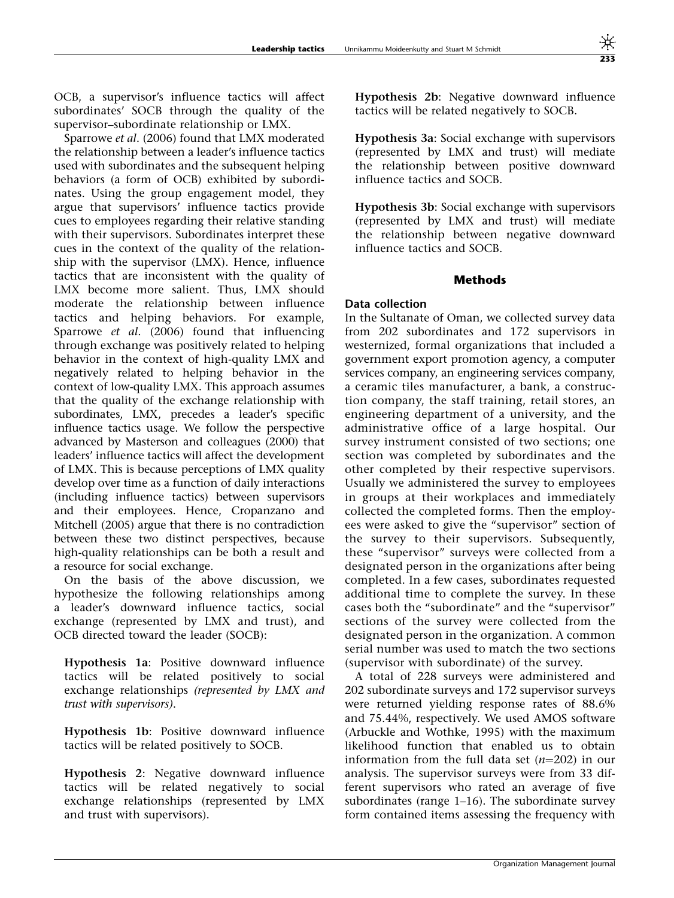OCB, a supervisor's influence tactics will affect subordinates' SOCB through the quality of the supervisor–subordinate relationship or LMX.

Sparrowe *et al*. (2006) found that LMX moderated the relationship between a leader's influence tactics used with subordinates and the subsequent helping behaviors (a form of OCB) exhibited by subordinates. Using the group engagement model, they argue that supervisors' influence tactics provide cues to employees regarding their relative standing with their supervisors. Subordinates interpret these cues in the context of the quality of the relationship with the supervisor (LMX). Hence, influence tactics that are inconsistent with the quality of LMX become more salient. Thus, LMX should moderate the relationship between influence tactics and helping behaviors. For example, Sparrowe *et al*. (2006) found that influencing through exchange was positively related to helping behavior in the context of high-quality LMX and negatively related to helping behavior in the context of low-quality LMX. This approach assumes that the quality of the exchange relationship with subordinates, LMX, precedes a leader's specific influence tactics usage. We follow the perspective advanced by Masterson and colleagues (2000) that leaders' influence tactics will affect the development of LMX. This is because perceptions of LMX quality develop over time as a function of daily interactions (including influence tactics) between supervisors and their employees. Hence, Cropanzano and Mitchell (2005) argue that there is no contradiction between these two distinct perspectives, because high-quality relationships can be both a result and a resource for social exchange.

On the basis of the above discussion, we hypothesize the following relationships among a leader's downward influence tactics, social exchange (represented by LMX and trust), and OCB directed toward the leader (SOCB):

**Hypothesis 1a**: Positive downward influence tactics will be related positively to social exchange relationships *(represented by LMX and trust with supervisors)*.

**Hypothesis 1b**: Positive downward influence tactics will be related positively to SOCB.

**Hypothesis 2**: Negative downward influence tactics will be related negatively to social exchange relationships (represented by LMX and trust with supervisors).

**Hypothesis 2b**: Negative downward influence tactics will be related negatively to SOCB.

**Hypothesis 3a**: Social exchange with supervisors (represented by LMX and trust) will mediate the relationship between positive downward influence tactics and SOCB.

**Hypothesis 3b**: Social exchange with supervisors (represented by LMX and trust) will mediate the relationship between negative downward influence tactics and SOCB.

## Methods

### Data collection

In the Sultanate of Oman, we collected survey data from 202 subordinates and 172 supervisors in westernized, formal organizations that included a government export promotion agency, a computer services company, an engineering services company, a ceramic tiles manufacturer, a bank, a construction company, the staff training, retail stores, an engineering department of a university, and the administrative office of a large hospital. Our survey instrument consisted of two sections; one section was completed by subordinates and the other completed by their respective supervisors. Usually we administered the survey to employees in groups at their workplaces and immediately collected the completed forms. Then the employees were asked to give the "supervisor" section of the survey to their supervisors. Subsequently, these "supervisor" surveys were collected from a designated person in the organizations after being completed. In a few cases, subordinates requested additional time to complete the survey. In these cases both the "subordinate" and the "supervisor" sections of the survey were collected from the designated person in the organization. A common serial number was used to match the two sections (supervisor with subordinate) of the survey.

A total of 228 surveys were administered and 202 subordinate surveys and 172 supervisor surveys were returned yielding response rates of 88.6% and 75.44%, respectively. We used AMOS software (Arbuckle and Wothke, 1995) with the maximum likelihood function that enabled us to obtain information from the full data set ($n$=202) in our analysis. The supervisor surveys were from 33 different supervisors who rated an average of five subordinates (range 1–16). The subordinate survey form contained items assessing the frequency with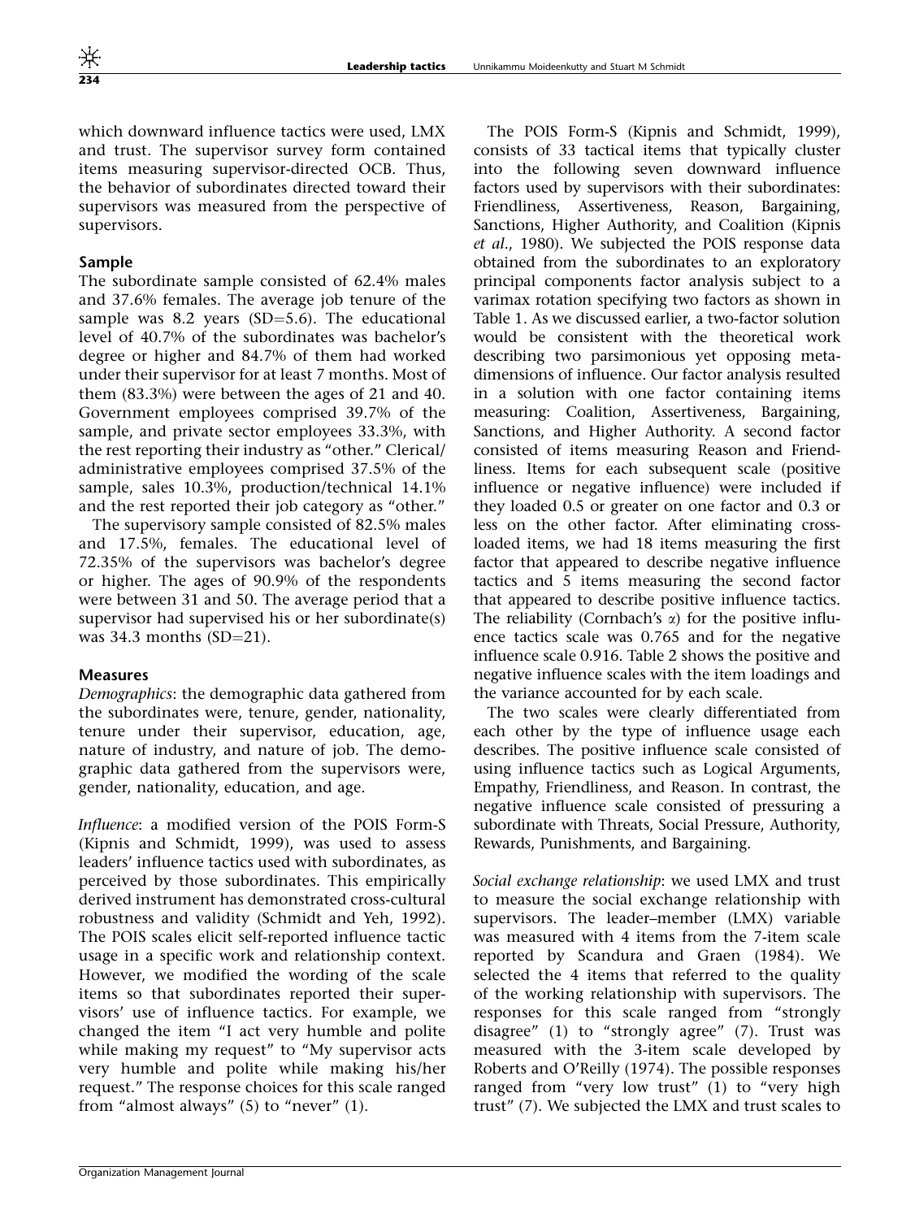which downward influence tactics were used, LMX and trust. The supervisor survey form contained items measuring supervisor-directed OCB. Thus, the behavior of subordinates directed toward their supervisors was measured from the perspective of supervisors.

## Sample

The subordinate sample consisted of 62.4% males and 37.6% females. The average job tenure of the sample was 8.2 years (SD=5.6). The educational level of 40.7% of the subordinates was bachelor's degree or higher and 84.7% of them had worked under their supervisor for at least 7 months. Most of them (83.3%) were between the ages of 21 and 40. Government employees comprised 39.7% of the sample, and private sector employees 33.3%, with the rest reporting their industry as "other." Clerical/administrative employees comprised 37.5% of the sample, sales 10.3%, production/technical 14.1% and the rest reported their job category as "other."

The supervisory sample consisted of 82.5% males and 17.5%, females. The educational level of 72.35% of the supervisors was bachelor's degree or higher. The ages of 90.9% of the respondents were between 31 and 50. The average period that a supervisor had supervised his or her subordinate(s) was 34.3 months (SD=21).

## Measures

*Demographics*: the demographic data gathered from the subordinates were, tenure, gender, nationality, tenure under their supervisor, education, age, nature of industry, and nature of job. The demographic data gathered from the supervisors were, gender, nationality, education, and age.

*Influence*: a modified version of the POIS Form-S (Kipnis and Schmidt, 1999), was used to assess leaders' influence tactics used with subordinates, as perceived by those subordinates. This empirically derived instrument has demonstrated cross-cultural robustness and validity (Schmidt and Yeh, 1992). The POIS scales elicit self-reported influence tactic usage in a specific work and relationship context. However, we modified the wording of the scale items so that subordinates reported their supervisors' use of influence tactics. For example, we changed the item "I act very humble and polite while making my request" to "My supervisor acts very humble and polite while making his/her request." The response choices for this scale ranged from "almost always" (5) to "never" (1).

The POIS Form-S (Kipnis and Schmidt, 1999), consists of 33 tactical items that typically cluster into the following seven downward influence factors used by supervisors with their subordinates: Friendliness, Assertiveness, Reason, Bargaining, Sanctions, Higher Authority, and Coalition (Kipnis *et al.*, 1980). We subjected the POIS response data obtained from the subordinates to an exploratory principal components factor analysis subject to a varimax rotation specifying two factors as shown in Table 1. As we discussed earlier, a two-factor solution would be consistent with the theoretical work describing two parsimonious yet opposing meta-dimensions of influence. Our factor analysis resulted in a solution with one factor containing items measuring: Coalition, Assertiveness, Bargaining, Sanctions, and Higher Authority. A second factor consisted of items measuring Reason and Friendliness. Items for each subsequent scale (positive influence or negative influence) were included if they loaded 0.5 or greater on one factor and 0.3 or less on the other factor. After eliminating cross-loaded items, we had 18 items measuring the first factor that appeared to describe negative influence tactics and 5 items measuring the second factor that appeared to describe positive influence tactics. The reliability (Cornbach's $\alpha$) for the positive influence tactics scale was 0.765 and for the negative influence scale 0.916. Table 2 shows the positive and negative influence scales with the item loadings and the variance accounted for by each scale.

The two scales were clearly differentiated from each other by the type of influence usage each describes. The positive influence scale consisted of using influence tactics such as Logical Arguments, Empathy, Friendliness, and Reason. In contrast, the negative influence scale consisted of pressuring a subordinate with Threats, Social Pressure, Authority, Rewards, Punishments, and Bargaining.

*Social exchange relationship*: we used LMX and trust to measure the social exchange relationship with supervisors. The leader–member (LMX) variable was measured with 4 items from the 7-item scale reported by Scandura and Graen (1984). We selected the 4 items that referred to the quality of the working relationship with supervisors. The responses for this scale ranged from "strongly disagree" (1) to "strongly agree" (7). Trust was measured with the 3-item scale developed by Roberts and O'Reilly (1974). The possible responses ranged from "very low trust" (1) to "very high trust" (7). We subjected the LMX and trust scales to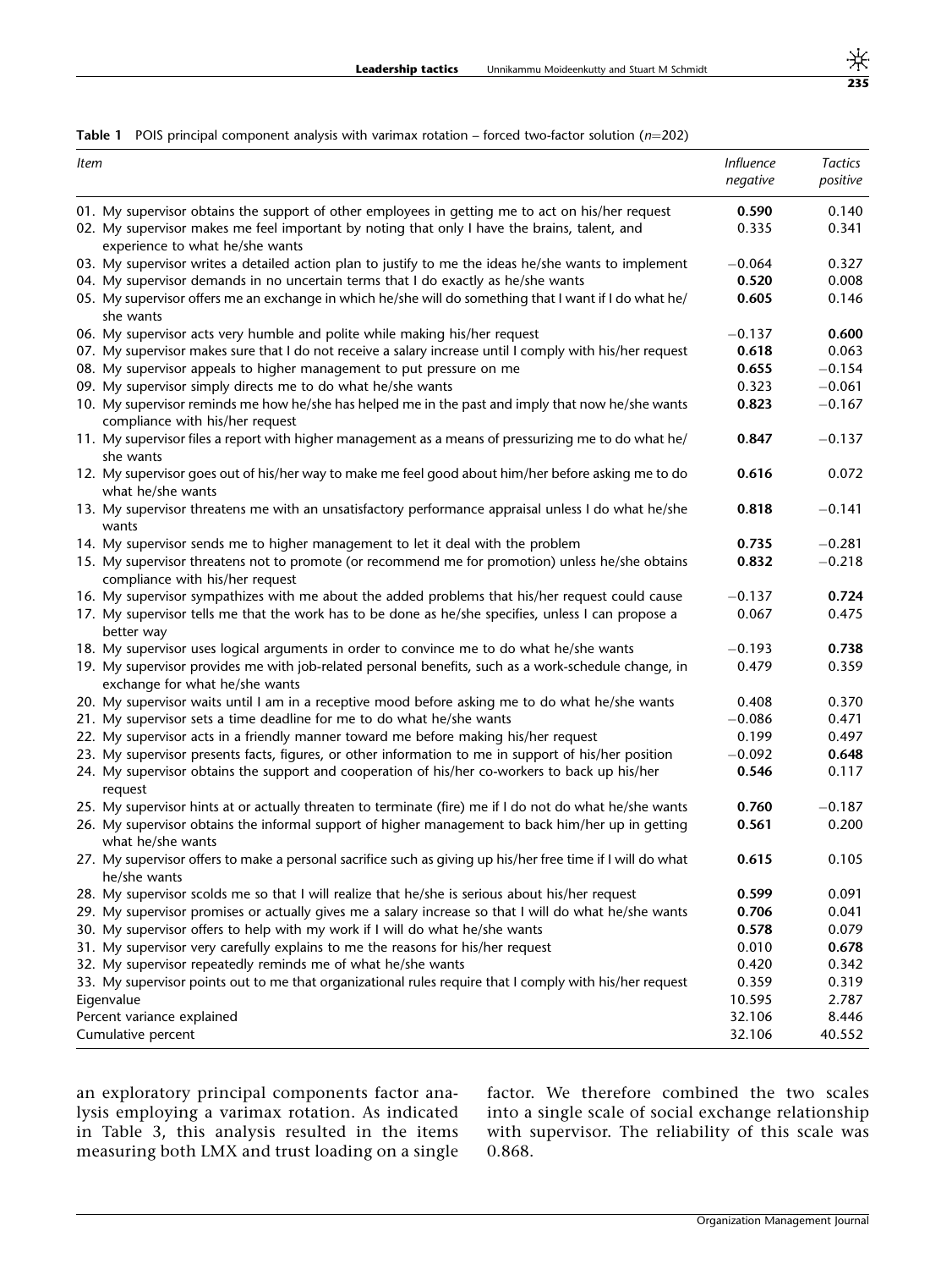**Table 1** POIS principal component analysis with varimax rotation – forced two-factor solution ($n$=202)

| *Item* | *Influence negative* | *Tactics positive* |
|---|---|---|
| 01. My supervisor obtains the support of other employees in getting me to act on his/her request | **0.590** | 0.140 |
| 02. My supervisor makes me feel important by noting that only I have the brains, talent, and experience to what he/she wants | 0.335 | 0.341 |
| 03. My supervisor writes a detailed action plan to justify to me the ideas he/she wants to implement | −0.064 | 0.327 |
| 04. My supervisor demands in no uncertain terms that I do exactly as he/she wants | **0.520** | 0.008 |
| 05. My supervisor offers me an exchange in which he/she will do something that I want if I do what he/she wants | **0.605** | 0.146 |
| 06. My supervisor acts very humble and polite while making his/her request | −0.137 | **0.600** |
| 07. My supervisor makes sure that I do not receive a salary increase until I comply with his/her request | **0.618** | 0.063 |
| 08. My supervisor appeals to higher management to put pressure on me | **0.655** | −0.154 |
| 09. My supervisor simply directs me to do what he/she wants | 0.323 | −0.061 |
| 10. My supervisor reminds me how he/she has helped me in the past and imply that now he/she wants compliance with his/her request | **0.823** | −0.167 |
| 11. My supervisor files a report with higher management as a means of pressurizing me to do what he/she wants | **0.847** | −0.137 |
| 12. My supervisor goes out of his/her way to make me feel good about him/her before asking me to do what he/she wants | **0.616** | 0.072 |
| 13. My supervisor threatens me with an unsatisfactory performance appraisal unless I do what he/she wants | **0.818** | −0.141 |
| 14. My supervisor sends me to higher management to let it deal with the problem | **0.735** | −0.281 |
| 15. My supervisor threatens not to promote (or recommend me for promotion) unless he/she obtains compliance with his/her request | **0.832** | −0.218 |
| 16. My supervisor sympathizes with me about the added problems that his/her request could cause | −0.137 | **0.724** |
| 17. My supervisor tells me that the work has to be done as he/she specifies, unless I can propose a better way | 0.067 | 0.475 |
| 18. My supervisor uses logical arguments in order to convince me to do what he/she wants | −0.193 | **0.738** |
| 19. My supervisor provides me with job-related personal benefits, such as a work-schedule change, in exchange for what he/she wants | 0.479 | 0.359 |
| 20. My supervisor waits until I am in a receptive mood before asking me to do what he/she wants | 0.408 | 0.370 |
| 21. My supervisor sets a time deadline for me to do what he/she wants | −0.086 | 0.471 |
| 22. My supervisor acts in a friendly manner toward me before making his/her request | 0.199 | 0.497 |
| 23. My supervisor presents facts, figures, or other information to me in support of his/her position | −0.092 | **0.648** |
| 24. My supervisor obtains the support and cooperation of his/her co-workers to back up his/her request | **0.546** | 0.117 |
| 25. My supervisor hints at or actually threaten to terminate (fire) me if I do not do what he/she wants | **0.760** | −0.187 |
| 26. My supervisor obtains the informal support of higher management to back him/her up in getting what he/she wants | **0.561** | 0.200 |
| 27. My supervisor offers to make a personal sacrifice such as giving up his/her free time if I will do what he/she wants | **0.615** | 0.105 |
| 28. My supervisor scolds me so that I will realize that he/she is serious about his/her request | **0.599** | 0.091 |
| 29. My supervisor promises or actually gives me a salary increase so that I will do what he/she wants | **0.706** | 0.041 |
| 30. My supervisor offers to help with my work if I will do what he/she wants | **0.578** | 0.079 |
| 31. My supervisor very carefully explains to me the reasons for his/her request | 0.010 | **0.678** |
| 32. My supervisor repeatedly reminds me of what he/she wants | 0.420 | 0.342 |
| 33. My supervisor points out to me that organizational rules require that I comply with his/her request | 0.359 | 0.319 |
| Eigenvalue | 10.595 | 2.787 |
| Percent variance explained | 32.106 | 8.446 |
| Cumulative percent | 32.106 | 40.552 |

an exploratory principal components factor analysis employing a varimax rotation. As indicated in Table 3, this analysis resulted in the items measuring both LMX and trust loading on a single factor. We therefore combined the two scales into a single scale of social exchange relationship with supervisor. The reliability of this scale was 0.868.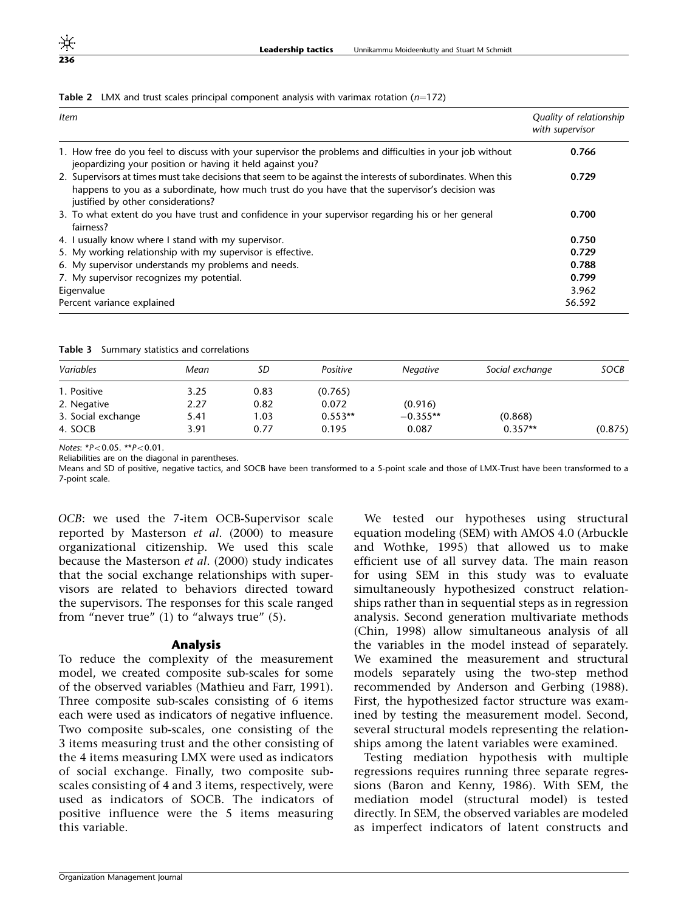**Table 2** LMX and trust scales principal component analysis with varimax rotation ($n$=172)

| *Item* | *Quality of relationship with supervisor* |
|---|---|
| 1. How free do you feel to discuss with your supervisor the problems and difficulties in your job without jeopardizing your position or having it held against you? | **0.766** |
| 2. Supervisors at times must take decisions that seem to be against the interests of subordinates. When this happens to you as a subordinate, how much trust do you have that the supervisor's decision was justified by other considerations? | **0.729** |
| 3. To what extent do you have trust and confidence in your supervisor regarding his or her general fairness? | **0.700** |
| 4. I usually know where I stand with my supervisor. | **0.750** |
| 5. My working relationship with my supervisor is effective. | **0.729** |
| 6. My supervisor understands my problems and needs. | **0.788** |
| 7. My supervisor recognizes my potential. | **0.799** |
| Eigenvalue | 3.962 |
| Percent variance explained | 56.592 |

**Table 3** Summary statistics and correlations

| *Variables* | *Mean* | *SD* | *Positive* | *Negative* | *Social exchange* | *SOCB* |
|---|---|---|---|---|---|---|
| 1. Positive | 3.25 | 0.83 | (0.765) | | | |
| 2. Negative | 2.27 | 0.82 | 0.072 | (0.916) | | |
| 3. Social exchange | 5.41 | 1.03 | 0.553** | −0.355** | (0.868) | |
| 4. SOCB | 3.91 | 0.77 | 0.195 | 0.087 | 0.357** | (0.875) |

*Notes*: *$P<0.05$. **$P<0.01$.
Reliabilities are on the diagonal in parentheses.
Means and SD of positive, negative tactics, and SOCB have been transformed to a 5-point scale and those of LMX-Trust have been transformed to a 7-point scale.

*OCB*: we used the 7-item OCB-Supervisor scale reported by Masterson *et al*. (2000) to measure organizational citizenship. We used this scale because the Masterson *et al*. (2000) study indicates that the social exchange relationships with supervisors are related to behaviors directed toward the supervisors. The responses for this scale ranged from "never true" (1) to "always true" (5).

### Analysis

To reduce the complexity of the measurement model, we created composite sub-scales for some of the observed variables (Mathieu and Farr, 1991). Three composite sub-scales consisting of 6 items each were used as indicators of negative influence. Two composite sub-scales, one consisting of the 3 items measuring trust and the other consisting of the 4 items measuring LMX were used as indicators of social exchange. Finally, two composite sub-scales consisting of 4 and 3 items, respectively, were used as indicators of SOCB. The indicators of positive influence were the 5 items measuring this variable.

We tested our hypotheses using structural equation modeling (SEM) with AMOS 4.0 (Arbuckle and Wothke, 1995) that allowed us to make efficient use of all survey data. The main reason for using SEM in this study was to evaluate simultaneously hypothesized construct relationships rather than in sequential steps as in regression analysis. Second generation multivariate methods (Chin, 1998) allow simultaneous analysis of all the variables in the model instead of separately. We examined the measurement and structural models separately using the two-step method recommended by Anderson and Gerbing (1988). First, the hypothesized factor structure was examined by testing the measurement model. Second, several structural models representing the relationships among the latent variables were examined.

Testing mediation hypothesis with multiple regressions requires running three separate regressions (Baron and Kenny, 1986). With SEM, the mediation model (structural model) is tested directly. In SEM, the observed variables are modeled as imperfect indicators of latent constructs and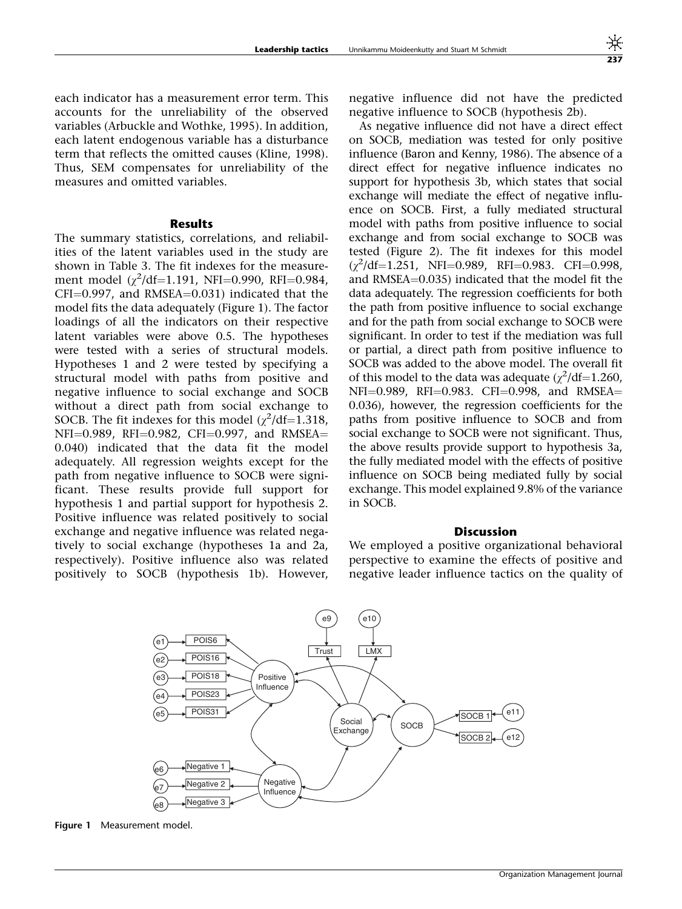each indicator has a measurement error term. This accounts for the unreliability of the observed variables (Arbuckle and Wothke, 1995). In addition, each latent endogenous variable has a disturbance term that reflects the omitted causes (Kline, 1998). Thus, SEM compensates for unreliability of the measures and omitted variables.

## Results

The summary statistics, correlations, and reliabilities of the latent variables used in the study are shown in Table 3. The fit indexes for the measurement model ($\chi^2$/df=1.191, NFI=0.990, RFI=0.984, CFI=0.997, and RMSEA=0.031) indicated that the model fits the data adequately (Figure 1). The factor loadings of all the indicators on their respective latent variables were above 0.5. The hypotheses were tested with a series of structural models. Hypotheses 1 and 2 were tested by specifying a structural model with paths from positive and negative influence to social exchange and SOCB without a direct path from social exchange to SOCB. The fit indexes for this model ($\chi^2$/df=1.318, NFI=0.989, RFI=0.982, CFI=0.997, and RMSEA=0.040) indicated that the data fit the model adequately. All regression weights except for the path from negative influence to SOCB were significant. These results provide full support for hypothesis 1 and partial support for hypothesis 2. Positive influence was related positively to social exchange and negative influence was related negatively to social exchange (hypotheses 1a and 2a, respectively). Positive influence also was related positively to SOCB (hypothesis 1b). However, negative influence did not have the predicted negative influence to SOCB (hypothesis 2b).

As negative influence did not have a direct effect on SOCB, mediation was tested for only positive influence (Baron and Kenny, 1986). The absence of a direct effect for negative influence indicates no support for hypothesis 3b, which states that social exchange will mediate the effect of negative influence on SOCB. First, a fully mediated structural model with paths from positive influence to social exchange and from social exchange to SOCB was tested (Figure 2). The fit indexes for this model ($\chi^2$/df=1.251, NFI=0.989, RFI=0.983. CFI=0.998, and RMSEA=0.035) indicated that the model fit the data adequately. The regression coefficients for both the path from positive influence to social exchange and for the path from social exchange to SOCB were significant. In order to test if the mediation was full or partial, a direct path from positive influence to SOCB was added to the above model. The overall fit of this model to the data was adequate ($\chi^2$/df=1.260, NFI=0.989, RFI=0.983. CFI=0.998, and RMSEA=0.036), however, the regression coefficients for the paths from positive influence to SOCB and from social exchange to SOCB were not significant. Thus, the above results provide support to hypothesis 3a, the fully mediated model with the effects of positive influence on SOCB being mediated fully by social exchange. This model explained 9.8% of the variance in SOCB.

## Discussion

We employed a positive organizational behavioral perspective to examine the effects of positive and negative leader influence tactics on the quality of

Figure 1 Measurement model.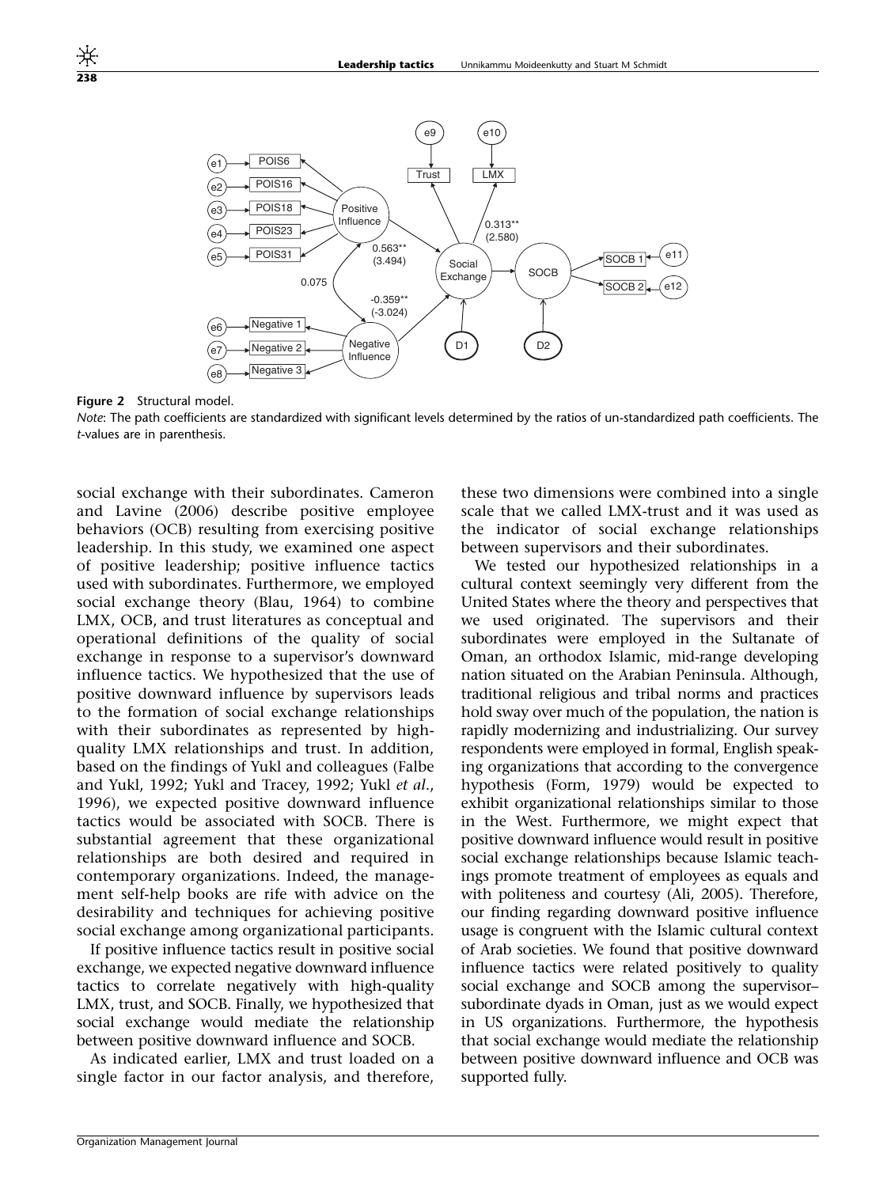e9

e10

Trust

LMX

e1 POIS6

e2 POIS16

e3 POIS18

e4 POIS23

e5 POIS31

Positive Influence

0.313**
(2.580)

0.563**
(3.494)

Social Exchange

SOCB

SOCB 1 e11

SOCB 2 e12

0.075

-0.359**
(-3.024)

e6 Negative 1

e7 Negative 2

e8 Negative 3

Negative Influence

D1

D2

**Figure 2** Structural model.

*Note*: The path coefficients are standardized with significant levels determined by the ratios of un-standardized path coefficients. The *t*-values are in parenthesis.

social exchange with their subordinates. Cameron and Lavine (2006) describe positive employee behaviors (OCB) resulting from exercising positive leadership. In this study, we examined one aspect of positive leadership; positive influence tactics used with subordinates. Furthermore, we employed social exchange theory (Blau, 1964) to combine LMX, OCB, and trust literatures as conceptual and operational definitions of the quality of social exchange in response to a supervisor's downward influence tactics. We hypothesized that the use of positive downward influence by supervisors leads to the formation of social exchange relationships with their subordinates as represented by high-quality LMX relationships and trust. In addition, based on the findings of Yukl and colleagues (Falbe and Yukl, 1992; Yukl and Tracey, 1992; Yukl *et al*., 1996), we expected positive downward influence tactics would be associated with SOCB. There is substantial agreement that these organizational relationships are both desired and required in contemporary organizations. Indeed, the management self-help books are rife with advice on the desirability and techniques for achieving positive social exchange among organizational participants.

If positive influence tactics result in positive social exchange, we expected negative downward influence tactics to correlate negatively with high-quality LMX, trust, and SOCB. Finally, we hypothesized that social exchange would mediate the relationship between positive downward influence and SOCB.

As indicated earlier, LMX and trust loaded on a single factor in our factor analysis, and therefore, these two dimensions were combined into a single scale that we called LMX-trust and it was used as the indicator of social exchange relationships between supervisors and their subordinates.

We tested our hypothesized relationships in a cultural context seemingly very different from the United States where the theory and perspectives that we used originated. The supervisors and their subordinates were employed in the Sultanate of Oman, an orthodox Islamic, mid-range developing nation situated on the Arabian Peninsula. Although, traditional religious and tribal norms and practices hold sway over much of the population, the nation is rapidly modernizing and industrializing. Our survey respondents were employed in formal, English speaking organizations that according to the convergence hypothesis (Form, 1979) would be expected to exhibit organizational relationships similar to those in the West. Furthermore, we might expect that positive downward influence would result in positive social exchange relationships because Islamic teachings promote treatment of employees as equals and with politeness and courtesy (Ali, 2005). Therefore, our finding regarding downward positive influence usage is congruent with the Islamic cultural context of Arab societies. We found that positive downward influence tactics were related positively to quality social exchange and SOCB among the supervisor–subordinate dyads in Oman, just as we would expect in US organizations. Furthermore, the hypothesis that social exchange would mediate the relationship between positive downward influence and OCB was supported fully.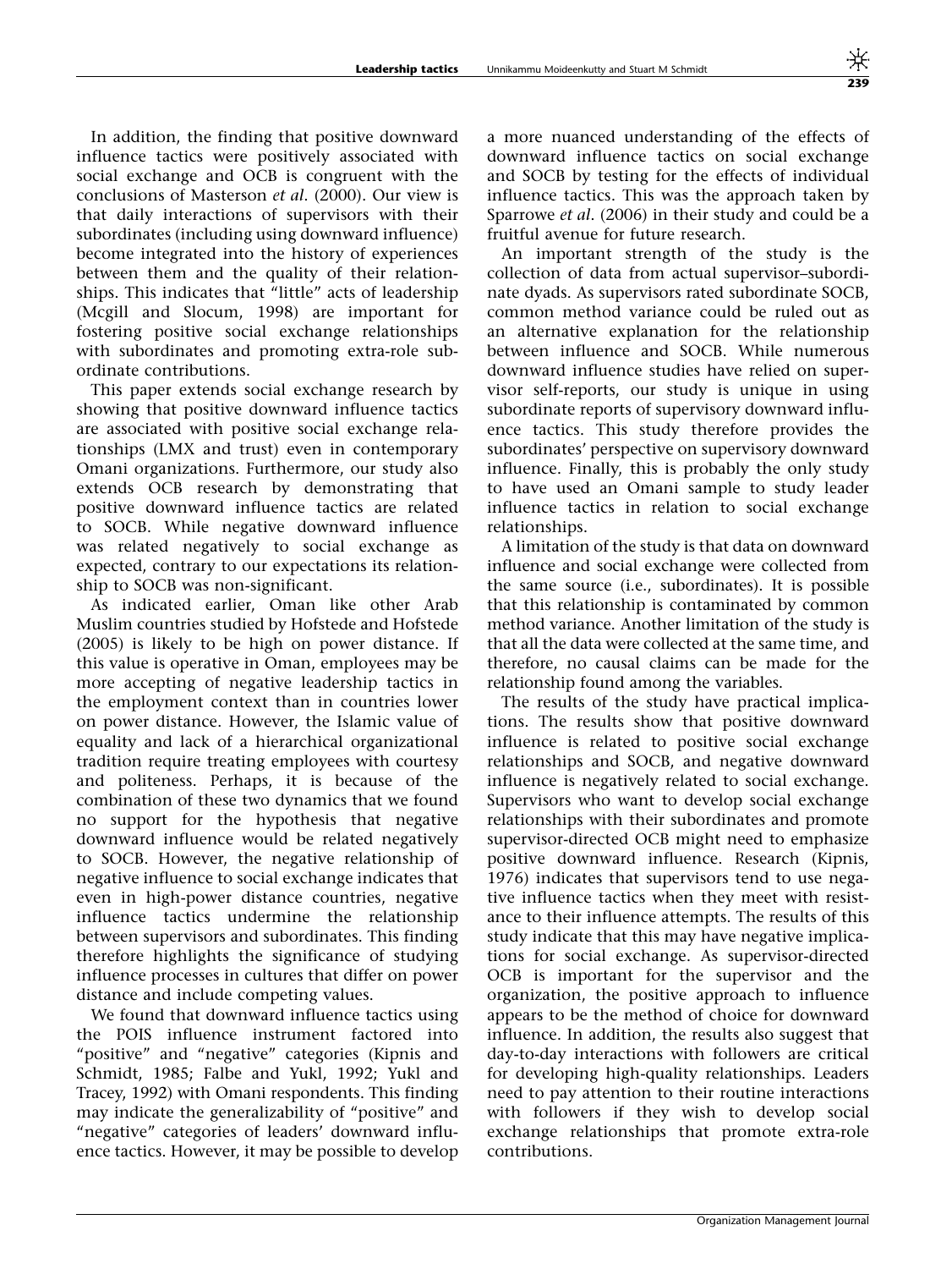In addition, the finding that positive downward influence tactics were positively associated with social exchange and OCB is congruent with the conclusions of Masterson *et al*. (2000). Our view is that daily interactions of supervisors with their subordinates (including using downward influence) become integrated into the history of experiences between them and the quality of their relationships. This indicates that "little" acts of leadership (Mcgill and Slocum, 1998) are important for fostering positive social exchange relationships with subordinates and promoting extra-role subordinate contributions.

This paper extends social exchange research by showing that positive downward influence tactics are associated with positive social exchange relationships (LMX and trust) even in contemporary Omani organizations. Furthermore, our study also extends OCB research by demonstrating that positive downward influence tactics are related to SOCB. While negative downward influence was related negatively to social exchange as expected, contrary to our expectations its relationship to SOCB was non-significant.

As indicated earlier, Oman like other Arab Muslim countries studied by Hofstede and Hofstede (2005) is likely to be high on power distance. If this value is operative in Oman, employees may be more accepting of negative leadership tactics in the employment context than in countries lower on power distance. However, the Islamic value of equality and lack of a hierarchical organizational tradition require treating employees with courtesy and politeness. Perhaps, it is because of the combination of these two dynamics that we found no support for the hypothesis that negative downward influence would be related negatively to SOCB. However, the negative relationship of negative influence to social exchange indicates that even in high-power distance countries, negative influence tactics undermine the relationship between supervisors and subordinates. This finding therefore highlights the significance of studying influence processes in cultures that differ on power distance and include competing values.

We found that downward influence tactics using the POIS influence instrument factored into "positive" and "negative" categories (Kipnis and Schmidt, 1985; Falbe and Yukl, 1992; Yukl and Tracey, 1992) with Omani respondents. This finding may indicate the generalizability of "positive" and "negative" categories of leaders' downward influence tactics. However, it may be possible to develop a more nuanced understanding of the effects of downward influence tactics on social exchange and SOCB by testing for the effects of individual influence tactics. This was the approach taken by Sparrowe *et al*. (2006) in their study and could be a fruitful avenue for future research.

An important strength of the study is the collection of data from actual supervisor–subordinate dyads. As supervisors rated subordinate SOCB, common method variance could be ruled out as an alternative explanation for the relationship between influence and SOCB. While numerous downward influence studies have relied on supervisor self-reports, our study is unique in using subordinate reports of supervisory downward influence tactics. This study therefore provides the subordinates' perspective on supervisory downward influence. Finally, this is probably the only study to have used an Omani sample to study leader influence tactics in relation to social exchange relationships.

A limitation of the study is that data on downward influence and social exchange were collected from the same source (i.e., subordinates). It is possible that this relationship is contaminated by common method variance. Another limitation of the study is that all the data were collected at the same time, and therefore, no causal claims can be made for the relationship found among the variables.

The results of the study have practical implications. The results show that positive downward influence is related to positive social exchange relationships and SOCB, and negative downward influence is negatively related to social exchange. Supervisors who want to develop social exchange relationships with their subordinates and promote supervisor-directed OCB might need to emphasize positive downward influence. Research (Kipnis, 1976) indicates that supervisors tend to use negative influence tactics when they meet with resistance to their influence attempts. The results of this study indicate that this may have negative implications for social exchange. As supervisor-directed OCB is important for the supervisor and the organization, the positive approach to influence appears to be the method of choice for downward influence. In addition, the results also suggest that day-to-day interactions with followers are critical for developing high-quality relationships. Leaders need to pay attention to their routine interactions with followers if they wish to develop social exchange relationships that promote extra-role contributions.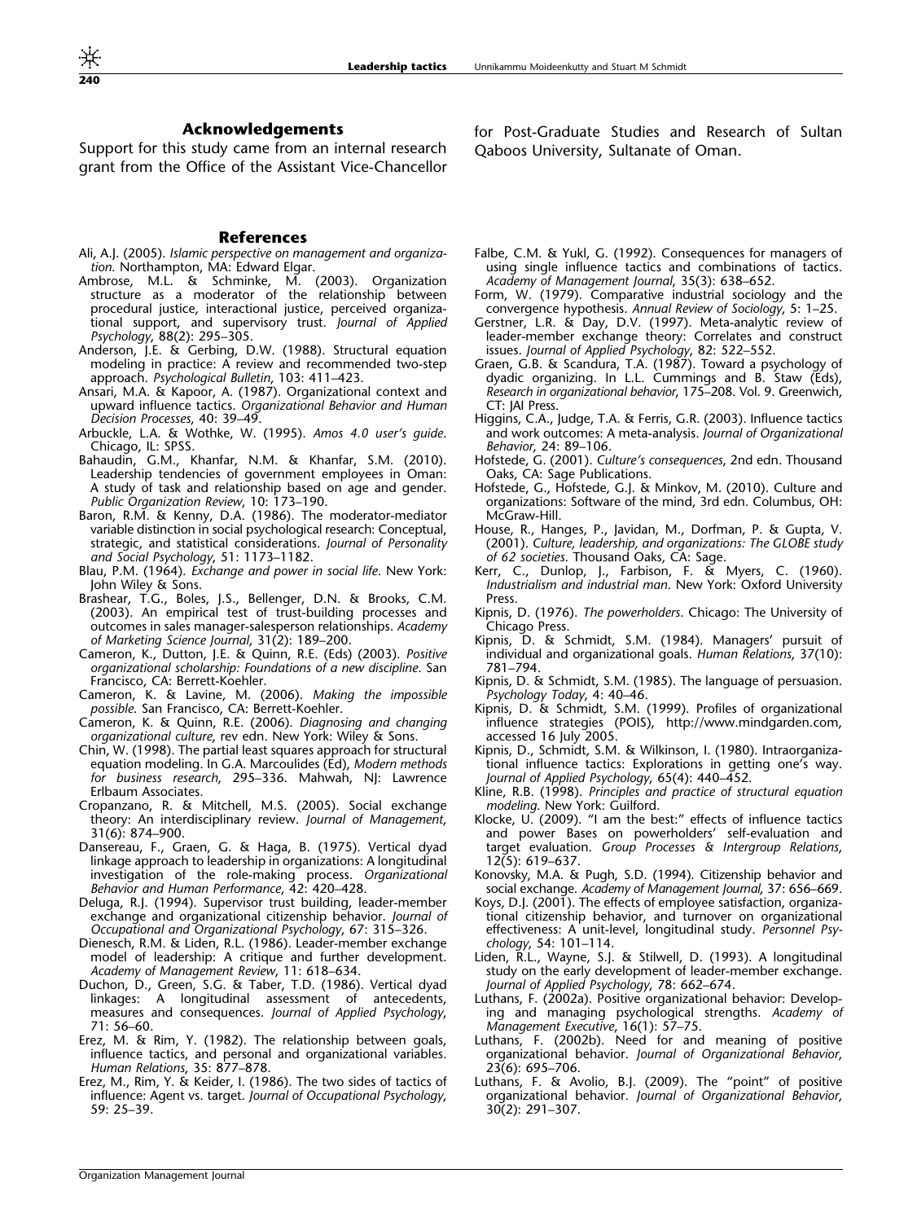## Acknowledgements

Support for this study came from an internal research grant from the Office of the Assistant Vice-Chancellor for Post-Graduate Studies and Research of Sultan Qaboos University, Sultanate of Oman.

## References

Ali, A.J. (2005). *Islamic perspective on management and organization*. Northampton, MA: Edward Elgar.

Ambrose, M.L. & Schminke, M. (2003). Organization structure as a moderator of the relationship between procedural justice, interactional justice, perceived organizational support, and supervisory trust. *Journal of Applied Psychology*, 88(2): 295–305.

Anderson, J.E. & Gerbing, D.W. (1988). Structural equation modeling in practice: A review and recommended two-step approach. *Psychological Bulletin*, 103: 411–423.

Ansari, M.A. & Kapoor, A. (1987). Organizational context and upward influence tactics. *Organizational Behavior and Human Decision Processes*, 40: 39–49.

Arbuckle, L.A. & Wothke, W. (1995). *Amos 4.0 user's guide*. Chicago, IL: SPSS.

Bahaudin, G.M., Khanfar, N.M. & Khanfar, S.M. (2010). Leadership tendencies of government employees in Oman: A study of task and relationship based on age and gender. *Public Organization Review*, 10: 173–190.

Baron, R.M. & Kenny, D.A. (1986). The moderator-mediator variable distinction in social psychological research: Conceptual, strategic, and statistical considerations. *Journal of Personality and Social Psychology*, 51: 1173–1182.

Blau, P.M. (1964). *Exchange and power in social life*. New York: John Wiley & Sons.

Brashear, T.G., Boles, J.S., Bellenger, D.N. & Brooks, C.M. (2003). An empirical test of trust-building processes and outcomes in sales manager-salesperson relationships. *Academy of Marketing Science Journal*, 31(2): 189–200.

Cameron, K., Dutton, J.E. & Quinn, R.E. (Eds) (2003). *Positive organizational scholarship: Foundations of a new discipline*. San Francisco, CA: Berrett-Koehler.

Cameron, K. & Lavine, M. (2006). *Making the impossible possible*. San Francisco, CA: Berrett-Koehler.

Cameron, K. & Quinn, R.E. (2006). *Diagnosing and changing organizational culture*, rev edn. New York: Wiley & Sons.

Chin, W. (1998). The partial least squares approach for structural equation modeling. In G.A. Marcoulides (Ed), *Modern methods for business research*, 295–336. Mahwah, NJ: Lawrence Erlbaum Associates.

Cropanzano, R. & Mitchell, M.S. (2005). Social exchange theory: An interdisciplinary review. *Journal of Management*, 31(6): 874–900.

Dansereau, F., Graen, G. & Haga, B. (1975). Vertical dyad linkage approach to leadership in organizations: A longitudinal investigation of the role-making process. *Organizational Behavior and Human Performance*, 42: 420–428.

Deluga, R.J. (1994). Supervisor trust building, leader-member exchange and organizational citizenship behavior. *Journal of Occupational and Organizational Psychology*, 67: 315–326.

Dienesch, R.M. & Liden, R.L. (1986). Leader-member exchange model of leadership: A critique and further development. *Academy of Management Review*, 11: 618–634.

Duchon, D., Green, S.G. & Taber, T.D. (1986). Vertical dyad linkages: A longitudinal assessment of antecedents, measures and consequences. *Journal of Applied Psychology*, 71: 56–60.

Erez, M. & Rim, Y. (1982). The relationship between goals, influence tactics, and personal and organizational variables. *Human Relations*, 35: 877–878.

Erez, M., Rim, Y. & Keider, I. (1986). The two sides of tactics of influence: Agent vs. target. *Journal of Occupational Psychology*, 59: 25–39.

Falbe, C.M. & Yukl, G. (1992). Consequences for managers of using single influence tactics and combinations of tactics. *Academy of Management Journal*, 35(3): 638–652.

Form, W. (1979). Comparative industrial sociology and the convergence hypothesis. *Annual Review of Sociology*, 5: 1–25.

Gerstner, L.R. & Day, D.V. (1997). Meta-analytic review of leader-member exchange theory: Correlates and construct issues. *Journal of Applied Psychology*, 82: 522–552.

Graen, G.B. & Scandura, T.A. (1987). Toward a psychology of dyadic organizing. In L.L. Cummings and B. Staw (Eds), *Research in organizational behavior*, 175–208. Vol. 9. Greenwich, CT: JAI Press.

Higgins, C.A., Judge, T.A. & Ferris, G.R. (2003). Influence tactics and work outcomes: A meta-analysis. *Journal of Organizational Behavior*, 24: 89–106.

Hofstede, G. (2001). *Culture's consequences*, 2nd edn. Thousand Oaks, CA: Sage Publications.

Hofstede, G., Hofstede, G.J. & Minkov, M. (2010). Culture and organizations: Software of the mind, 3rd edn. Columbus, OH: McGraw-Hill.

House, R., Hanges, P., Javidan, M., Dorfman, P. & Gupta, V. (2001). *Culture, leadership, and organizations: The GLOBE study of 62 societies*. Thousand Oaks, CA: Sage.

Kerr, C., Dunlop, J., Farbison, F. & Myers, C. (1960). *Industrialism and industrial man*. New York: Oxford University Press.

Kipnis, D. (1976). *The powerholders*. Chicago: The University of Chicago Press.

Kipnis, D. & Schmidt, S.M. (1984). Managers' pursuit of individual and organizational goals. *Human Relations*, 37(10): 781–794.

Kipnis, D. & Schmidt, S.M. (1985). The language of persuasion. *Psychology Today*, 4: 40–46.

Kipnis, D. & Schmidt, S.M. (1999). Profiles of organizational influence strategies (POIS), http://www.mindgarden.com, accessed 16 July 2005.

Kipnis, D., Schmidt, S.M. & Wilkinson, I. (1980). Intraorganizational influence tactics: Explorations in getting one's way. *Journal of Applied Psychology*, 65(4): 440–452.

Kline, R.B. (1998). *Principles and practice of structural equation modeling*. New York: Guilford.

Klocke, U. (2009). "I am the best:" effects of influence tactics and power Bases on powerholders' self-evaluation and target evaluation. *Group Processes & Intergroup Relations*, 12(5): 619–637.

Konovsky, M.A. & Pugh, S.D. (1994). Citizenship behavior and social exchange. *Academy of Management Journal*, 37: 656–669.

Koys, D.J. (2001). The effects of employee satisfaction, organizational citizenship behavior, and turnover on organizational effectiveness: A unit-level, longitudinal study. *Personnel Psychology*, 54: 101–114.

Liden, R.L., Wayne, S.J. & Stilwell, D. (1993). A longitudinal study on the early development of leader-member exchange. *Journal of Applied Psychology*, 78: 662–674.

Luthans, F. (2002a). Positive organizational behavior: Developing and managing psychological strengths. *Academy of Management Executive*, 16(1): 57–75.

Luthans, F. (2002b). Need for and meaning of positive organizational behavior. *Journal of Organizational Behavior*, 23(6): 695–706.

Luthans, F. & Avolio, B.J. (2009). The "point" of positive organizational behavior. *Journal of Organizational Behavior*, 30(2): 291–307.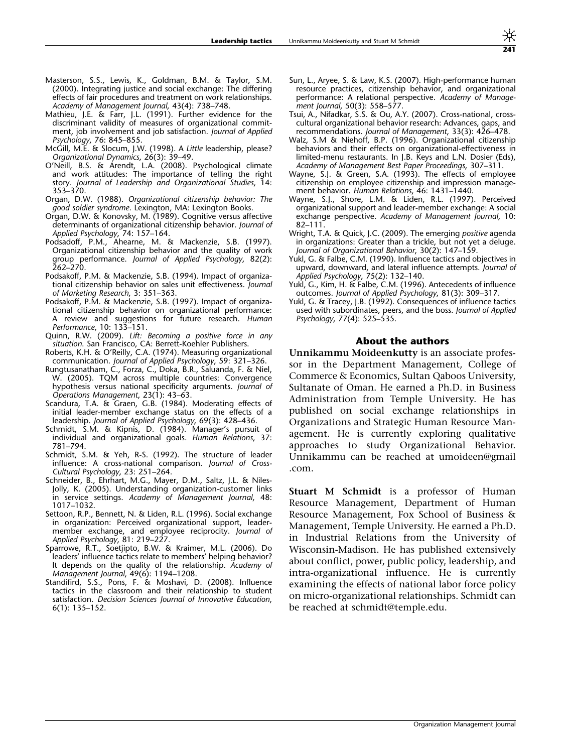Masterson, S.S., Lewis, K., Goldman, B.M. & Taylor, S.M. (2000). Integrating justice and social exchange: The differing effects of fair procedures and treatment on work relationships. *Academy of Management Journal*, 43(4): 738–748.

Mathieu, J.E. & Farr, J.L. (1991). Further evidence for the discriminant validity of measures of organizational commitment, job involvement and job satisfaction. *Journal of Applied Psychology*, 76: 845–855.

McGill, M.E. & Slocum, J.W. (1998). A *Little* leadership, please? *Organizational Dynamics*, 26(3): 39–49.

O'Neill, B.S. & Arendt, L.A. (2008). Psychological climate and work attitudes: The importance of telling the right story. *Journal of Leadership and Organizational Studies*, 14: 353–370.

Organ, D.W. (1988). *Organizational citizenship behavior: The good soldier syndrome*. Lexington, MA: Lexington Books.

Organ, D.W. & Konovsky, M. (1989). Cognitive versus affective determinants of organizational citizenship behavior. *Journal of Applied Psychology*, 74: 157–164.

Podsadoff, P.M., Ahearne, M. & Mackenzie, S.B. (1997). Organizational citizenship behavior and the quality of work group performance. *Journal of Applied Psychology*, 82(2): 262–270.

Podsakoff, P.M. & Mackenzie, S.B. (1994). Impact of organizational citizenship behavior on sales unit effectiveness. *Journal of Marketing Research*, 3: 351–363.

Podsakoff, P.M. & Mackenzie, S.B. (1997). Impact of organizational citizenship behavior on organizational performance: A review and suggestions for future research. *Human Performance*, 10: 133–151.

Quinn, R.W. (2009). *Lift: Becoming a positive force in any situation*. San Francisco, CA: Berrett-Koehler Publishers.

Roberts, K.H. & O'Reilly, C.A. (1974). Measuring organizational communication. *Journal of Applied Psychology*, 59: 321–326.

Rungtusanatham, C., Forza, C., Doka, B.R., Saluanda, F. & Niel, W. (2005). TQM across multiple countries: Convergence hypothesis versus national specificity arguments. *Journal of Operations Management*, 23(1): 43–63.

Scandura, T.A. & Graen, G.B. (1984). Moderating effects of initial leader-member exchange status on the effects of a leadership. *Journal of Applied Psychology*, 69(3): 428–436.

Schmidt, S.M. & Kipnis, D. (1984). Manager's pursuit of individual and organizational goals. *Human Relations*, 37: 781–794.

Schmidt, S.M. & Yeh, R-S. (1992). The structure of leader influence: A cross-national comparison. *Journal of Cross-Cultural Psychology*, 23: 251–264.

Schneider, B., Ehrhart, M.G., Mayer, D.M., Saltz, J.L. & Niles-Jolly, K. (2005). Understanding organization-customer links in service settings. *Academy of Management Journal*, 48: 1017–1032.

Settoon, R.P., Bennett, N. & Liden, R.L. (1996). Social exchange in organization: Perceived organizational support, leader-member exchange, and employee reciprocity. *Journal of Applied Psychology*, 81: 219–227.

Sparrowe, R.T., Soetjipto, B.W. & Kraimer, M.L. (2006). Do leaders' influence tactics relate to members' helping behavior? It depends on the quality of the relationship. *Academy of Management Journal*, 49(6): 1194–1208.

Standifird, S.S., Pons, F. & Moshavi, D. (2008). Influence tactics in the classroom and their relationship to student satisfaction. *Decision Sciences Journal of Innovative Education*, 6(1): 135–152.

Sun, L., Aryee, S. & Law, K.S. (2007). High-performance human resource practices, citizenship behavior, and organizational performance: A relational perspective. *Academy of Management Journal*, 50(3): 558–577.

Tsui, A., Nifadkar, S.S. & Ou, A.Y. (2007). Cross-national, cross-cultural organizational behavior research: Advances, gaps, and recommendations. *Journal of Management*, 33(3): 426–478.

Walz, S.M & Niehoff, B.P. (1996). Organizational citizenship behaviors and their effects on organizational-effectiveness in limited-menu restaurants. In J.B. Keys and L.N. Dosier (Eds), *Academy of Management Best Paper Proceedings*, 307–311.

Wayne, S.J. & Green, S.A. (1993). The effects of employee citizenship on employee citizenship and impression management behavior. *Human Relations*, 46: 1431–1440.

Wayne, S.J., Shore, L.M. & Liden, R.L. (1997). Perceived organizational support and leader-member exchange: A social exchange perspective. *Academy of Management Journal*, 10: 82–111.

Wright, T.A. & Quick, J.C. (2009). The emerging *positive* agenda in organizations: Greater than a trickle, but not yet a deluge. *Journal of Organizational Behavior*, 30(2): 147–159.

Yukl, G. & Falbe, C.M. (1990). Influence tactics and objectives in upward, downward, and lateral influence attempts. *Journal of Applied Psychology*, 75(2): 132–140.

Yukl, G., Kim, H. & Falbe, C.M. (1996). Antecedents of influence outcomes. *Journal of Applied Psychology*, 81(3): 309–317.

Yukl, G. & Tracey, J.B. (1992). Consequences of influence tactics used with subordinates, peers, and the boss. *Journal of Applied Psychology*, 77(4): 525–535.

## About the authors

**Unnikammu Moideenkutty** is an associate professor in the Department Management, College of Commerce & Economics, Sultan Qaboos University, Sultanate of Oman. He earned a Ph.D. in Business Administration from Temple University. He has published on social exchange relationships in Organizations and Strategic Human Resource Management. He is currently exploring qualitative approaches to study Organizational Behavior. Unnikammu can be reached at umoideen@gmail.com.

**Stuart M Schmidt** is a professor of Human Resource Management, Department of Human Resource Management, Fox School of Business & Management, Temple University. He earned a Ph.D. in Industrial Relations from the University of Wisconsin-Madison. He has published extensively about conflict, power, public policy, leadership, and intra-organizational influence. He is currently examining the effects of national labor force policy on micro-organizational relationships. Schmidt can be reached at schmidt@temple.edu.